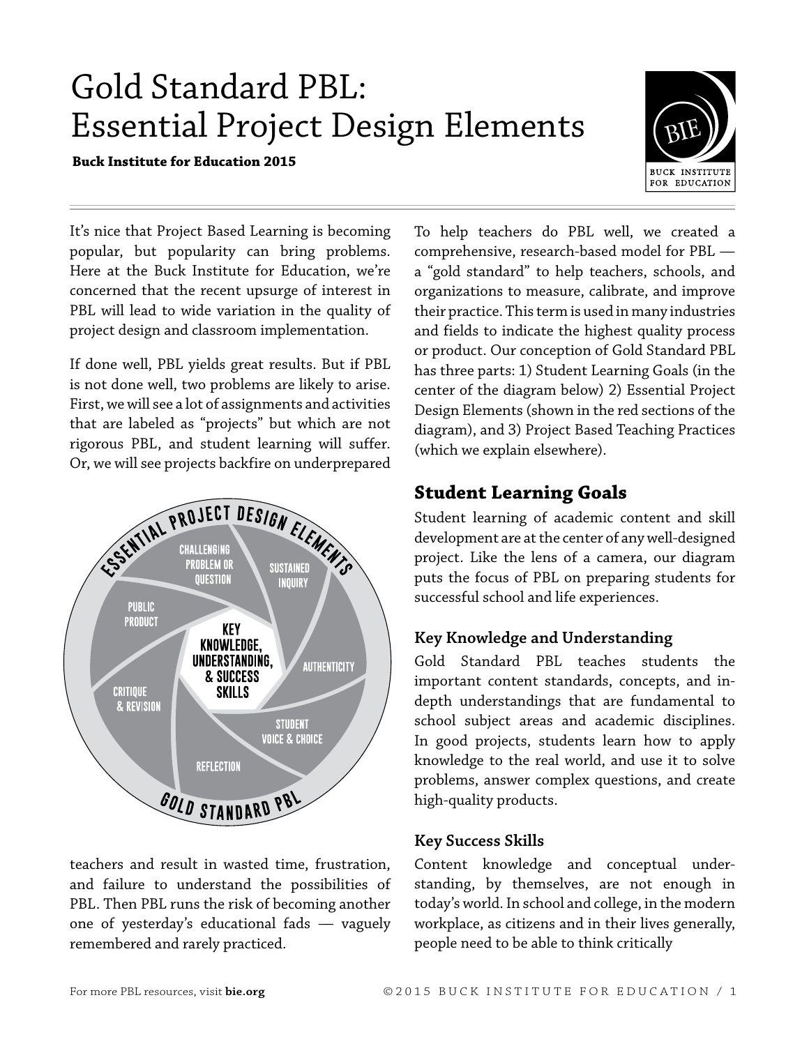# Gold Standard PBL: Essential Project Design Elements

**Buck Institute for Education 2015**

It's nice that Project Based Learning is becoming popular, but popularity can bring problems. Here at the Buck Institute for Education, we're concerned that the recent upsurge of interest in PBL will lead to wide variation in the quality of project design and classroom implementation.

If done well, PBL yields great results. But if PBL is not done well, two problems are likely to arise. First, we will see a lot of assignments and activities that are labeled as "projects" but which are not rigorous PBL, and student learning will suffer. Or, we will see projects backfire on underprepared teachers and result in wasted time, frustration, and failure to understand the possibilities of PBL. Then PBL runs the risk of becoming another one of yesterday's educational fads — vaguely remembered and rarely practiced.

To help teachers do PBL well, we created a comprehensive, research-based model for PBL — a "gold standard" to help teachers, schools, and organizations to measure, calibrate, and improve their practice. This term is used in many industries and fields to indicate the highest quality process or product. Our conception of Gold Standard PBL has three parts: 1) Student Learning Goals (in the center of the diagram below) 2) Essential Project Design Elements (shown in the red sections of the diagram), and 3) Project Based Teaching Practices (which we explain elsewhere).

## Student Learning Goals

Student learning of academic content and skill development are at the center of any well-designed project. Like the lens of a camera, our diagram puts the focus of PBL on preparing students for successful school and life experiences.

### Key Knowledge and Understanding

Gold Standard PBL teaches students the important content standards, concepts, and in-depth understandings that are fundamental to school subject areas and academic disciplines. In good projects, students learn how to apply knowledge to the real world, and use it to solve problems, answer complex questions, and create high-quality products.

### Key Success Skills

Content knowledge and conceptual understanding, by themselves, are not enough in today's world. In school and college, in the modern workplace, as citizens and in their lives generally, people need to be able to think critically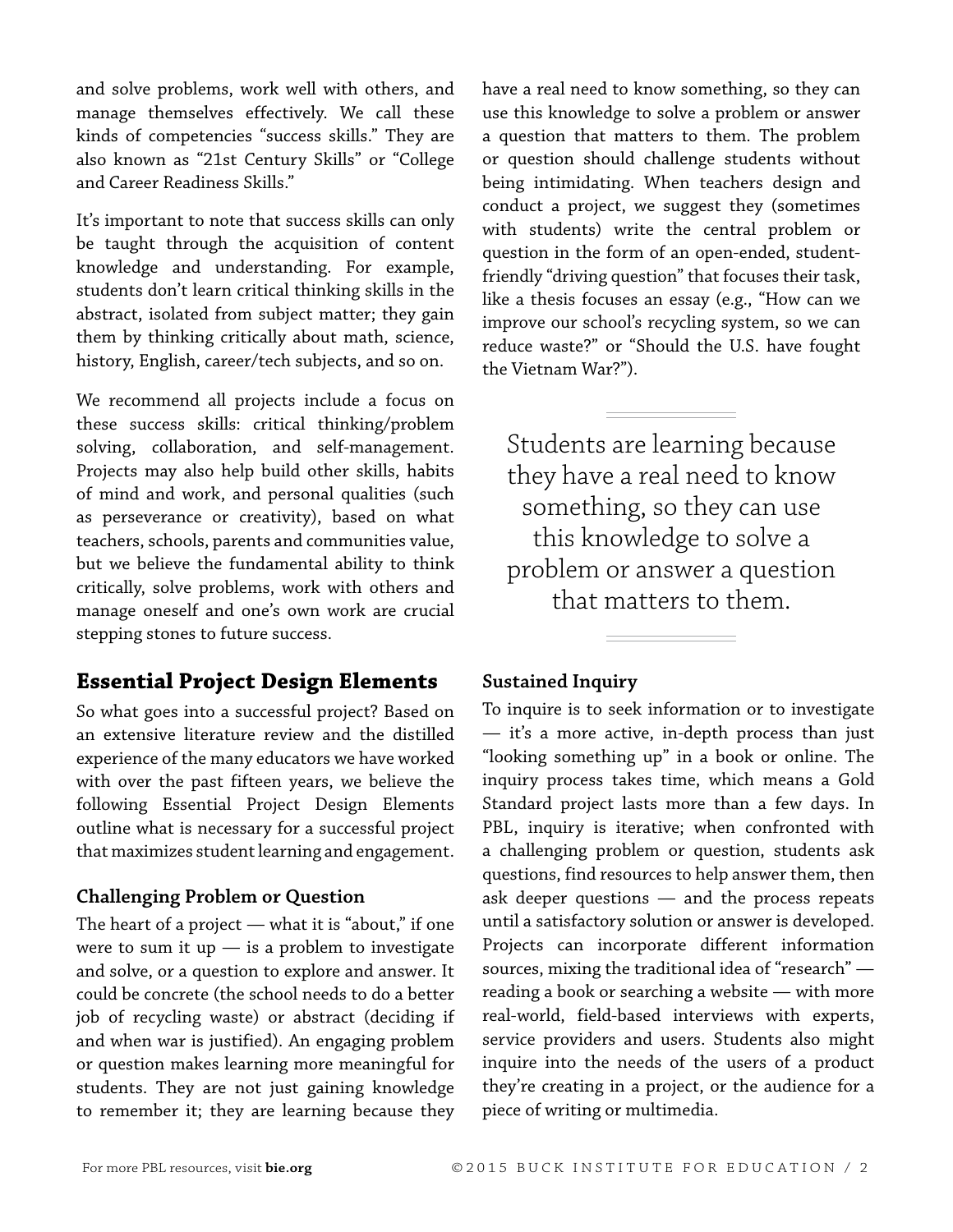and solve problems, work well with others, and manage themselves effectively. We call these kinds of competencies "success skills." They are also known as "21st Century Skills" or "College and Career Readiness Skills."

It's important to note that success skills can only be taught through the acquisition of content knowledge and understanding. For example, students don't learn critical thinking skills in the abstract, isolated from subject matter; they gain them by thinking critically about math, science, history, English, career/tech subjects, and so on.

We recommend all projects include a focus on these success skills: critical thinking/problem solving, collaboration, and self-management. Projects may also help build other skills, habits of mind and work, and personal qualities (such as perseverance or creativity), based on what teachers, schools, parents and communities value, but we believe the fundamental ability to think critically, solve problems, work with others and manage oneself and one's own work are crucial stepping stones to future success.

## Essential Project Design Elements

So what goes into a successful project? Based on an extensive literature review and the distilled experience of the many educators we have worked with over the past fifteen years, we believe the following Essential Project Design Elements outline what is necessary for a successful project that maximizes student learning and engagement.

### Challenging Problem or Question

The heart of a project — what it is "about," if one were to sum it up — is a problem to investigate and solve, or a question to explore and answer. It could be concrete (the school needs to do a better job of recycling waste) or abstract (deciding if and when war is justified). An engaging problem or question makes learning more meaningful for students. They are not just gaining knowledge to remember it; they are learning because they have a real need to know something, so they can use this knowledge to solve a problem or answer a question that matters to them. The problem or question should challenge students without being intimidating. When teachers design and conduct a project, we suggest they (sometimes with students) write the central problem or question in the form of an open-ended, student-friendly "driving question" that focuses their task, like a thesis focuses an essay (e.g., "How can we improve our school's recycling system, so we can reduce waste?" or "Should the U.S. have fought the Vietnam War?").

> Students are learning because they have a real need to know something, so they can use this knowledge to solve a problem or answer a question that matters to them.

### Sustained Inquiry

To inquire is to seek information or to investigate — it's a more active, in-depth process than just "looking something up" in a book or online. The inquiry process takes time, which means a Gold Standard project lasts more than a few days. In PBL, inquiry is iterative; when confronted with a challenging problem or question, students ask questions, find resources to help answer them, then ask deeper questions — and the process repeats until a satisfactory solution or answer is developed. Projects can incorporate different information sources, mixing the traditional idea of "research" — reading a book or searching a website — with more real-world, field-based interviews with experts, service providers and users. Students also might inquire into the needs of the users of a product they're creating in a project, or the audience for a piece of writing or multimedia.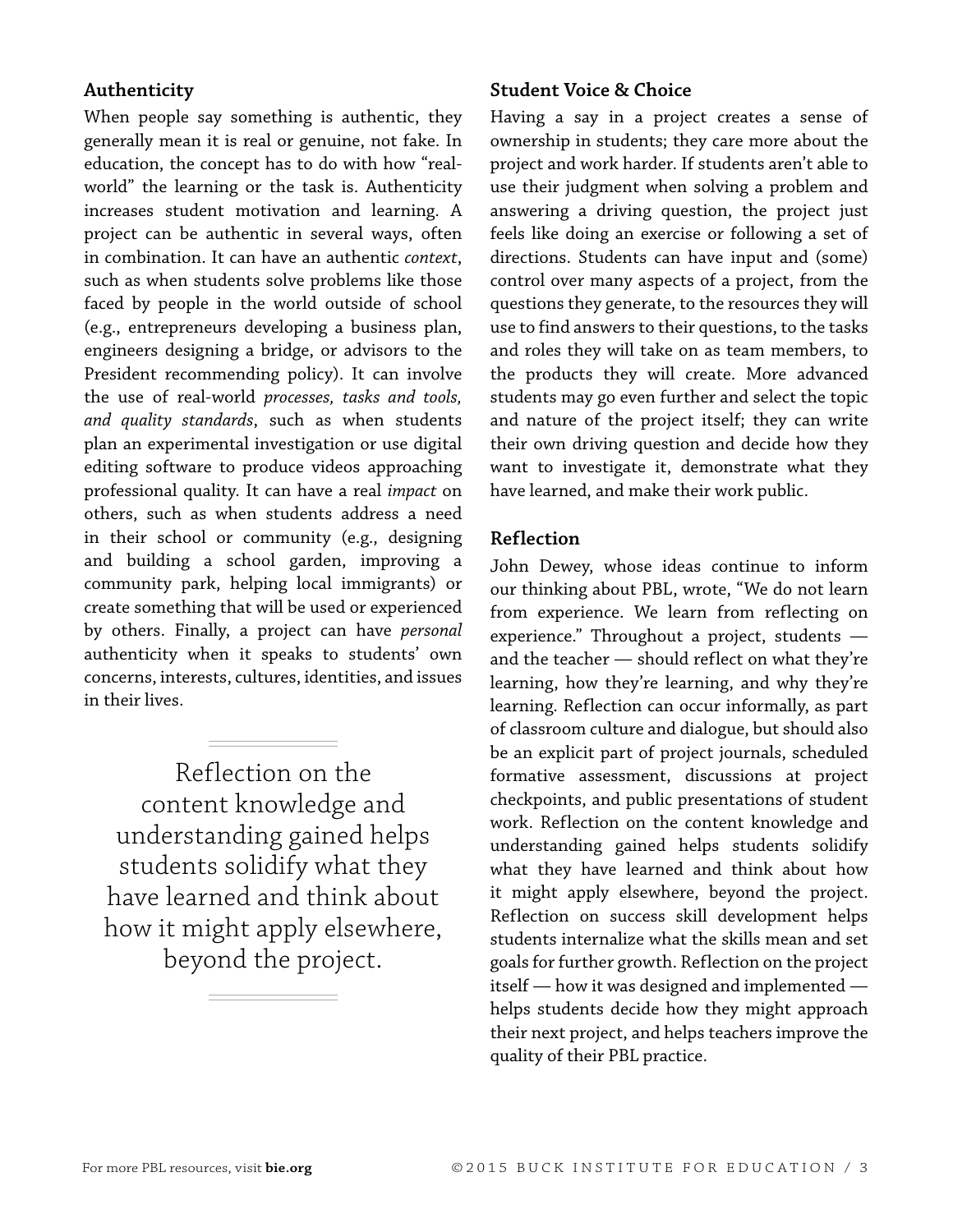## Authenticity

When people say something is authentic, they generally mean it is real or genuine, not fake. In education, the concept has to do with how "real-world" the learning or the task is. Authenticity increases student motivation and learning. A project can be authentic in several ways, often in combination. It can have an authentic *context*, such as when students solve problems like those faced by people in the world outside of school (e.g., entrepreneurs developing a business plan, engineers designing a bridge, or advisors to the President recommending policy). It can involve the use of real-world *processes, tasks and tools, and quality standards*, such as when students plan an experimental investigation or use digital editing software to produce videos approaching professional quality. It can have a real *impact* on others, such as when students address a need in their school or community (e.g., designing and building a school garden, improving a community park, helping local immigrants) or create something that will be used or experienced by others. Finally, a project can have *personal* authenticity when it speaks to students' own concerns, interests, cultures, identities, and issues in their lives.

> Reflection on the content knowledge and understanding gained helps students solidify what they have learned and think about how it might apply elsewhere, beyond the project.

## Student Voice & Choice

Having a say in a project creates a sense of ownership in students; they care more about the project and work harder. If students aren't able to use their judgment when solving a problem and answering a driving question, the project just feels like doing an exercise or following a set of directions. Students can have input and (some) control over many aspects of a project, from the questions they generate, to the resources they will use to find answers to their questions, to the tasks and roles they will take on as team members, to the products they will create. More advanced students may go even further and select the topic and nature of the project itself; they can write their own driving question and decide how they want to investigate it, demonstrate what they have learned, and make their work public.

## Reflection

John Dewey, whose ideas continue to inform our thinking about PBL, wrote, "We do not learn from experience. We learn from reflecting on experience." Throughout a project, students — and the teacher — should reflect on what they're learning, how they're learning, and why they're learning. Reflection can occur informally, as part of classroom culture and dialogue, but should also be an explicit part of project journals, scheduled formative assessment, discussions at project checkpoints, and public presentations of student work. Reflection on the content knowledge and understanding gained helps students solidify what they have learned and think about how it might apply elsewhere, beyond the project. Reflection on success skill development helps students internalize what the skills mean and set goals for further growth. Reflection on the project itself — how it was designed and implemented — helps students decide how they might approach their next project, and helps teachers improve the quality of their PBL practice.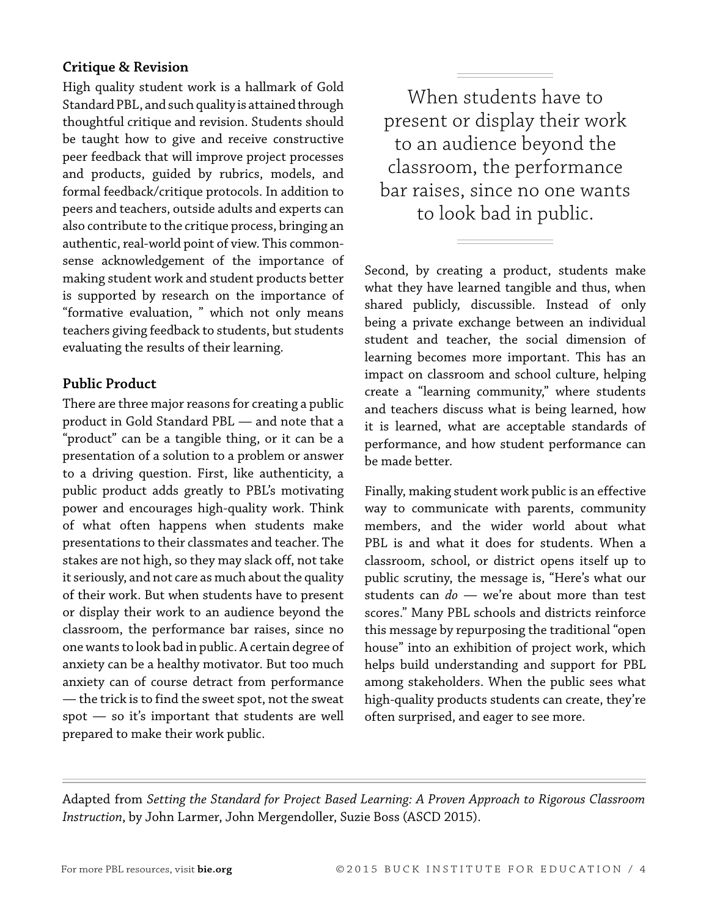### Critique & Revision

High quality student work is a hallmark of Gold Standard PBL, and such quality is attained through thoughtful critique and revision. Students should be taught how to give and receive constructive peer feedback that will improve project processes and products, guided by rubrics, models, and formal feedback/critique protocols. In addition to peers and teachers, outside adults and experts can also contribute to the critique process, bringing an authentic, real-world point of view. This commonsense acknowledgement of the importance of making student work and student products better is supported by research on the importance of "formative evaluation, " which not only means teachers giving feedback to students, but students evaluating the results of their learning.

### Public Product

There are three major reasons for creating a public product in Gold Standard PBL — and note that a "product" can be a tangible thing, or it can be a presentation of a solution to a problem or answer to a driving question. First, like authenticity, a public product adds greatly to PBL's motivating power and encourages high-quality work. Think of what often happens when students make presentations to their classmates and teacher. The stakes are not high, so they may slack off, not take it seriously, and not care as much about the quality of their work. But when students have to present or display their work to an audience beyond the classroom, the performance bar raises, since no one wants to look bad in public. A certain degree of anxiety can be a healthy motivator. But too much anxiety can of course detract from performance — the trick is to find the sweet spot, not the sweat spot — so it's important that students are well prepared to make their work public.

> When students have to present or display their work to an audience beyond the classroom, the performance bar raises, since no one wants to look bad in public.

Second, by creating a product, students make what they have learned tangible and thus, when shared publicly, discussible. Instead of only being a private exchange between an individual student and teacher, the social dimension of learning becomes more important. This has an impact on classroom and school culture, helping create a "learning community," where students and teachers discuss what is being learned, how it is learned, what are acceptable standards of performance, and how student performance can be made better.

Finally, making student work public is an effective way to communicate with parents, community members, and the wider world about what PBL is and what it does for students. When a classroom, school, or district opens itself up to public scrutiny, the message is, "Here's what our students can *do* — we're about more than test scores." Many PBL schools and districts reinforce this message by repurposing the traditional "open house" into an exhibition of project work, which helps build understanding and support for PBL among stakeholders. When the public sees what high-quality products students can create, they're often surprised, and eager to see more.

---

Adapted from *Setting the Standard for Project Based Learning: A Proven Approach to Rigorous Classroom Instruction*, by John Larmer, John Mergendoller, Suzie Boss (ASCD 2015).

For more PBL resources, visit **bie.org**

©2015 BUCK INSTITUTE FOR EDUCATION